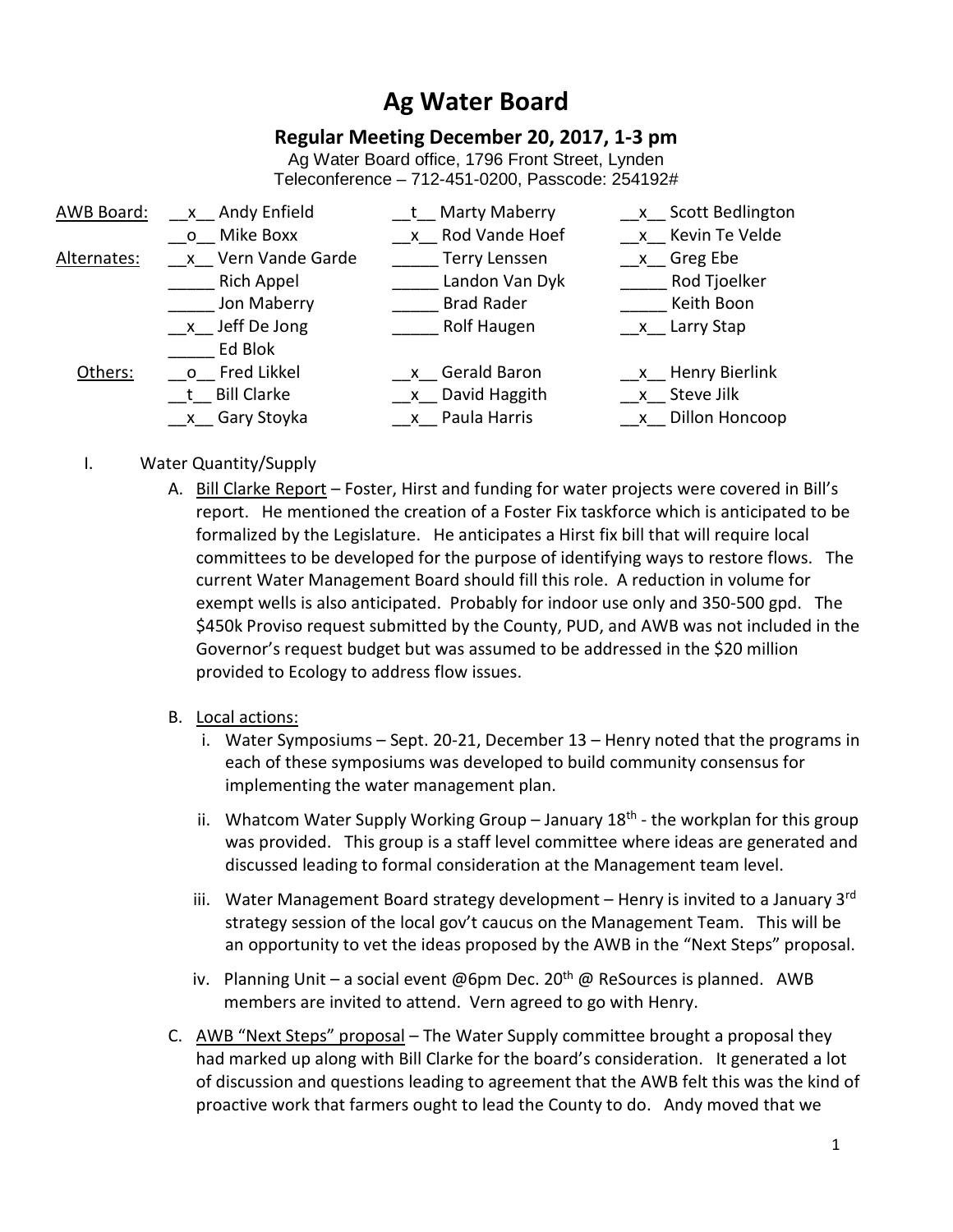# Ag Water Board

### Regular Meeting December 20, 2017, 1-3 pm

Ag Water Board office, 1796 Front Street, Lynden
Teleconference – 712-451-0200, Passcode: 254192#

| | | | |
|---|---|---|---|
| AWB Board: | __x__ Andy Enfield | __t__ Marty Maberry | __x__ Scott Bedlington |
| | __o__ Mike Boxx | __x__ Rod Vande Hoef | __x__ Kevin Te Velde |
| Alternates: | __x__ Vern Vande Garde | _____ Terry Lenssen | __x__ Greg Ebe |
| | _____ Rich Appel | _____ Landon Van Dyk | _____ Rod Tjoelker |
| | _____ Jon Maberry | _____ Brad Rader | _____ Keith Boon |
| | __x__ Jeff De Jong | _____ Rolf Haugen | __x__ Larry Stap |
| | _____ Ed Blok | | |
| Others: | __o__ Fred Likkel | __x__ Gerald Baron | __x__ Henry Bierlink |
| | __t__ Bill Clarke | __x__ David Haggith | __x__ Steve Jilk |
| | __x__ Gary Stoyka | __x__ Paula Harris | __x__ Dillon Honcoop |

I. Water Quantity/Supply

A. Bill Clarke Report – Foster, Hirst and funding for water projects were covered in Bill's report. He mentioned the creation of a Foster Fix taskforce which is anticipated to be formalized by the Legislature. He anticipates a Hirst fix bill that will require local committees to be developed for the purpose of identifying ways to restore flows. The current Water Management Board should fill this role. A reduction in volume for exempt wells is also anticipated. Probably for indoor use only and 350-500 gpd. The $450k Proviso request submitted by the County, PUD, and AWB was not included in the Governor's request budget but was assumed to be addressed in the $20 million provided to Ecology to address flow issues.

B. Local actions:

i. Water Symposiums – Sept. 20-21, December 13 – Henry noted that the programs in each of these symposiums was developed to build community consensus for implementing the water management plan.

ii. Whatcom Water Supply Working Group – January 18th - the workplan for this group was provided. This group is a staff level committee where ideas are generated and discussed leading to formal consideration at the Management team level.

iii. Water Management Board strategy development – Henry is invited to a January 3rd strategy session of the local gov't caucus on the Management Team. This will be an opportunity to vet the ideas proposed by the AWB in the "Next Steps" proposal.

iv. Planning Unit – a social event @6pm Dec. 20th @ ReSources is planned. AWB members are invited to attend. Vern agreed to go with Henry.

C. AWB "Next Steps" proposal – The Water Supply committee brought a proposal they had marked up along with Bill Clarke for the board's consideration. It generated a lot of discussion and questions leading to agreement that the AWB felt this was the kind of proactive work that farmers ought to lead the County to do. Andy moved that we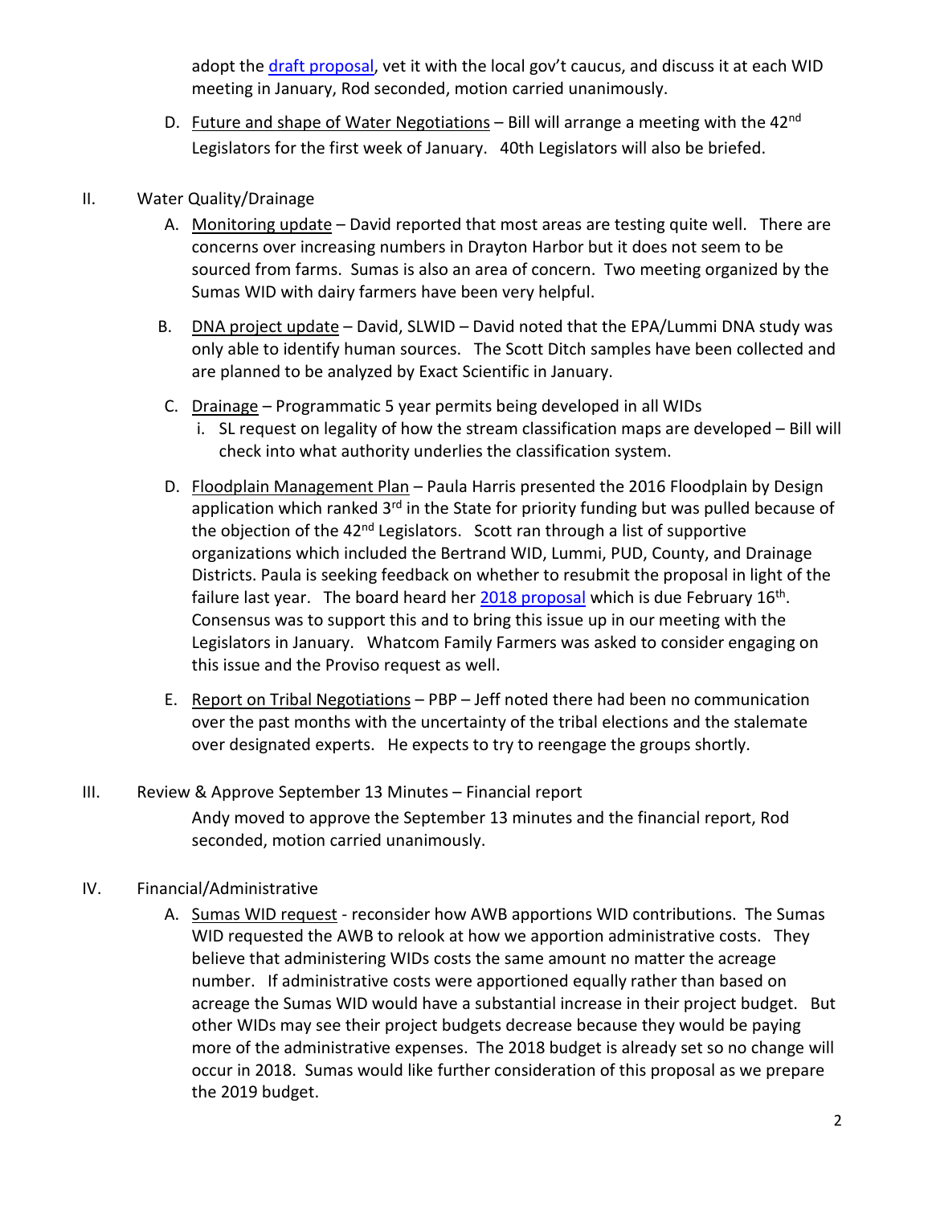adopt the [draft proposal], vet it with the local gov't caucus, and discuss it at each WID meeting in January, Rod seconded, motion carried unanimously.

D. Future and shape of Water Negotiations – Bill will arrange a meeting with the 42nd Legislators for the first week of January. 40th Legislators will also be briefed.

II. Water Quality/Drainage

A. Monitoring update – David reported that most areas are testing quite well. There are concerns over increasing numbers in Drayton Harbor but it does not seem to be sourced from farms. Sumas is also an area of concern. Two meeting organized by the Sumas WID with dairy farmers have been very helpful.

B. DNA project update – David, SLWID – David noted that the EPA/Lummi DNA study was only able to identify human sources. The Scott Ditch samples have been collected and are planned to be analyzed by Exact Scientific in January.

C. Drainage – Programmatic 5 year permits being developed in all WIDs

i. SL request on legality of how the stream classification maps are developed – Bill will check into what authority underlies the classification system.

D. Floodplain Management Plan – Paula Harris presented the 2016 Floodplain by Design application which ranked 3rd in the State for priority funding but was pulled because of the objection of the 42nd Legislators. Scott ran through a list of supportive organizations which included the Bertrand WID, Lummi, PUD, County, and Drainage Districts. Paula is seeking feedback on whether to resubmit the proposal in light of the failure last year. The board heard her [2018 proposal] which is due February 16th. Consensus was to support this and to bring this issue up in our meeting with the Legislators in January. Whatcom Family Farmers was asked to consider engaging on this issue and the Proviso request as well.

E. Report on Tribal Negotiations – PBP – Jeff noted there had been no communication over the past months with the uncertainty of the tribal elections and the stalemate over designated experts. He expects to try to reengage the groups shortly.

III. Review & Approve September 13 Minutes – Financial report

Andy moved to approve the September 13 minutes and the financial report, Rod seconded, motion carried unanimously.

IV. Financial/Administrative

A. Sumas WID request - reconsider how AWB apportions WID contributions. The Sumas WID requested the AWB to relook at how we apportion administrative costs. They believe that administering WIDs costs the same amount no matter the acreage number. If administrative costs were apportioned equally rather than based on acreage the Sumas WID would have a substantial increase in their project budget. But other WIDs may see their project budgets decrease because they would be paying more of the administrative expenses. The 2018 budget is already set so no change will occur in 2018. Sumas would like further consideration of this proposal as we prepare the 2019 budget.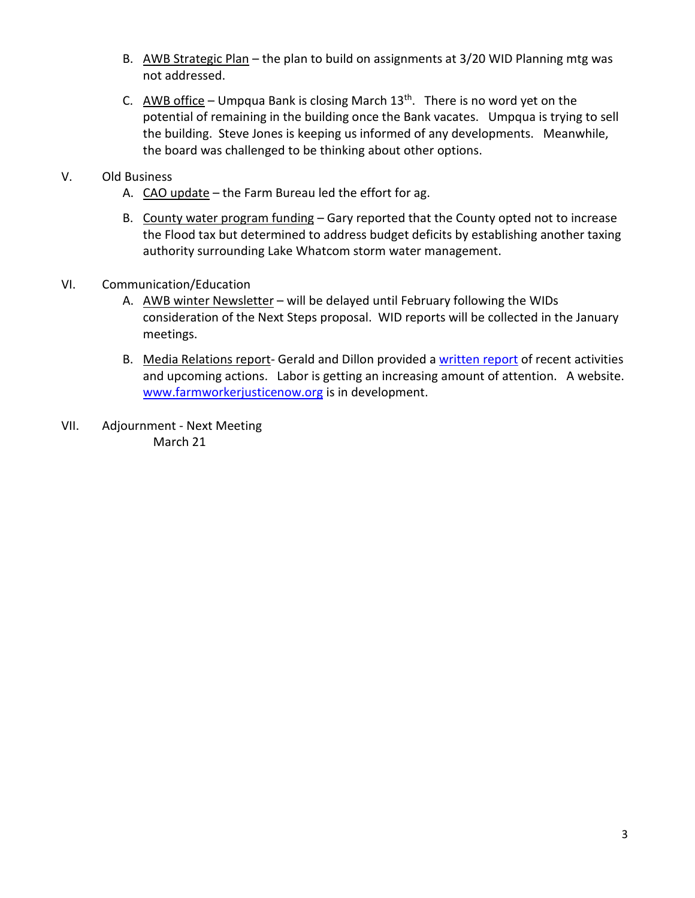B. AWB Strategic Plan – the plan to build on assignments at 3/20 WID Planning mtg was not addressed.

C. AWB office – Umpqua Bank is closing March 13th. There is no word yet on the potential of remaining in the building once the Bank vacates. Umpqua is trying to sell the building. Steve Jones is keeping us informed of any developments. Meanwhile, the board was challenged to be thinking about other options.

V. Old Business

A. CAO update – the Farm Bureau led the effort for ag.

B. County water program funding – Gary reported that the County opted not to increase the Flood tax but determined to address budget deficits by establishing another taxing authority surrounding Lake Whatcom storm water management.

VI. Communication/Education

A. AWB winter Newsletter – will be delayed until February following the WIDs consideration of the Next Steps proposal. WID reports will be collected in the January meetings.

B. Media Relations report- Gerald and Dillon provided a written report of recent activities and upcoming actions. Labor is getting an increasing amount of attention. A website. www.farmworkerjusticenow.org is in development.

VII. Adjournment - Next Meeting

March 21